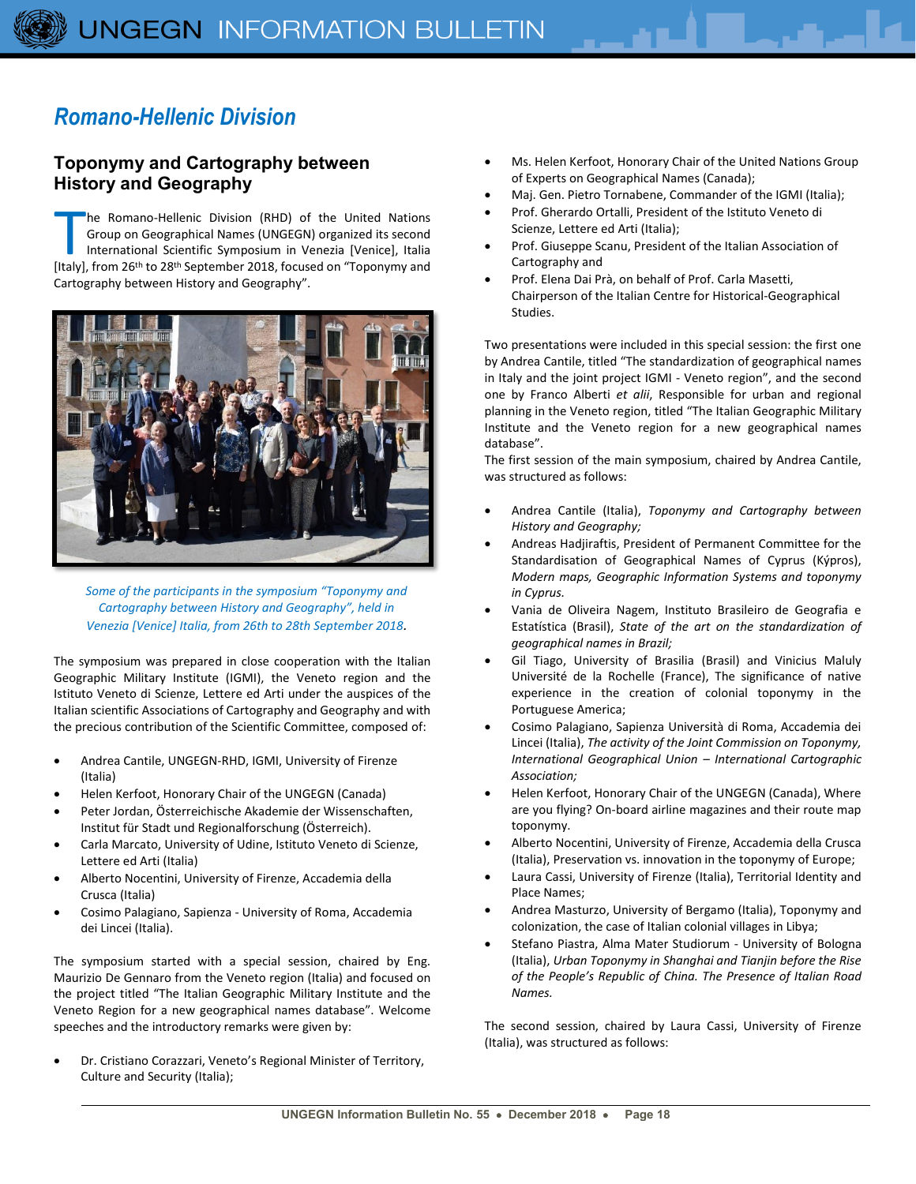## Romano-Hellenic Division

### Toponymy and Cartography between History and Geography

The Romano-Hellenic Division (RHD) of the United Nations Group on Geographical Names (UNGEGN) organized its second International Scientific Symposium in Venezia [Venice], Italia [Italy], from 26th to 28th September 2018, focused on "Toponymy and Cartography between History and Geography".

*Some of the participants in the symposium "Toponymy and Cartography between History and Geography", held in Venezia [Venice] Italia, from 26th to 28th September 2018.*

The symposium was prepared in close cooperation with the Italian Geographic Military Institute (IGMI), the Veneto region and the Istituto Veneto di Scienze, Lettere ed Arti under the auspices of the Italian scientific Associations of Cartography and Geography and with the precious contribution of the Scientific Committee, composed of:

- Andrea Cantile, UNGEGN-RHD, IGMI, University of Firenze (Italia)
- Helen Kerfoot, Honorary Chair of the UNGEGN (Canada)
- Peter Jordan, Österreichische Akademie der Wissenschaften, Institut für Stadt und Regionalforschung (Österreich).
- Carla Marcato, University of Udine, Istituto Veneto di Scienze, Lettere ed Arti (Italia)
- Alberto Nocentini, University of Firenze, Accademia della Crusca (Italia)
- Cosimo Palagiano, Sapienza - University of Roma, Accademia dei Lincei (Italia).

The symposium started with a special session, chaired by Eng. Maurizio De Gennaro from the Veneto region (Italia) and focused on the project titled "The Italian Geographic Military Institute and the Veneto Region for a new geographical names database". Welcome speeches and the introductory remarks were given by:

- Dr. Cristiano Corazzari, Veneto's Regional Minister of Territory, Culture and Security (Italia);
- Ms. Helen Kerfoot, Honorary Chair of the United Nations Group of Experts on Geographical Names (Canada);
- Maj. Gen. Pietro Tornabene, Commander of the IGMI (Italia);
- Prof. Gherardo Ortalli, President of the Istituto Veneto di Scienze, Lettere ed Arti (Italia);
- Prof. Giuseppe Scanu, President of the Italian Association of Cartography and
- Prof. Elena Dai Prà, on behalf of Prof. Carla Masetti, Chairperson of the Italian Centre for Historical-Geographical Studies.

Two presentations were included in this special session: the first one by Andrea Cantile, titled "The standardization of geographical names in Italy and the joint project IGMI - Veneto region", and the second one by Franco Alberti *et alii*, Responsible for urban and regional planning in the Veneto region, titled "The Italian Geographic Military Institute and the Veneto region for a new geographical names database".
The first session of the main symposium, chaired by Andrea Cantile, was structured as follows:

- Andrea Cantile (Italia), *Toponymy and Cartography between History and Geography;*
- Andreas Hadjiraftis, President of Permanent Committee for the Standardisation of Geographical Names of Cyprus (Kýpros), *Modern maps, Geographic Information Systems and toponymy in Cyprus.*
- Vania de Oliveira Nagem, Instituto Brasileiro de Geografia e Estatística (Brasil), *State of the art on the standardization of geographical names in Brazil;*
- Gil Tiago, University of Brasilia (Brasil) and Vinicius Maluly Université de la Rochelle (France), The significance of native experience in the creation of colonial toponymy in the Portuguese America;
- Cosimo Palagiano, Sapienza Università di Roma, Accademia dei Lincei (Italia), *The activity of the Joint Commission on Toponymy, International Geographical Union – International Cartographic Association;*
- Helen Kerfoot, Honorary Chair of the UNGEGN (Canada), Where are you flying? On-board airline magazines and their route map toponymy.
- Alberto Nocentini, University of Firenze, Accademia della Crusca (Italia), Preservation vs. innovation in the toponymy of Europe;
- Laura Cassi, University of Firenze (Italia), Territorial Identity and Place Names;
- Andrea Masturzo, University of Bergamo (Italia), Toponymy and colonization, the case of Italian colonial villages in Libya;
- Stefano Piastra, Alma Mater Studiorum - University of Bologna (Italia), *Urban Toponymy in Shanghai and Tianjin before the Rise of the People's Republic of China. The Presence of Italian Road Names.*

The second session, chaired by Laura Cassi, University of Firenze (Italia), was structured as follows: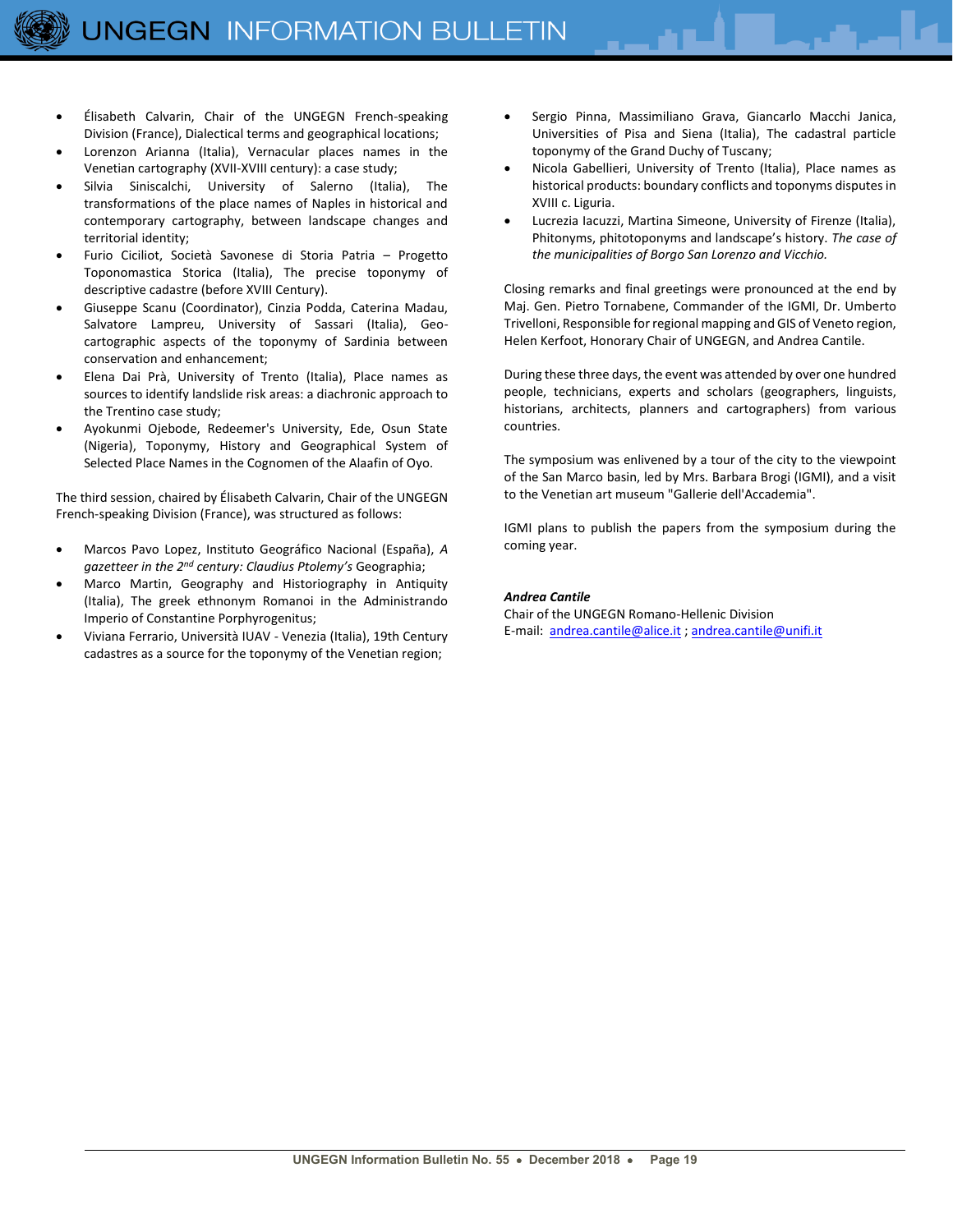- Élisabeth Calvarin, Chair of the UNGEGN French-speaking Division (France), Dialectical terms and geographical locations;
- Lorenzon Arianna (Italia), Vernacular places names in the Venetian cartography (XVII-XVIII century): a case study;
- Silvia Siniscalchi, University of Salerno (Italia), The transformations of the place names of Naples in historical and contemporary cartography, between landscape changes and territorial identity;
- Furio Ciciliot, Società Savonese di Storia Patria – Progetto Toponomastica Storica (Italia), The precise toponymy of descriptive cadastre (before XVIII Century).
- Giuseppe Scanu (Coordinator), Cinzia Podda, Caterina Madau, Salvatore Lampreu, University of Sassari (Italia), Geo-cartographic aspects of the toponymy of Sardinia between conservation and enhancement;
- Elena Dai Prà, University of Trento (Italia), Place names as sources to identify landslide risk areas: a diachronic approach to the Trentino case study;
- Ayokunmi Ojebode, Redeemer's University, Ede, Osun State (Nigeria), Toponymy, History and Geographical System of Selected Place Names in the Cognomen of the Alaafin of Oyo.

The third session, chaired by Élisabeth Calvarin, Chair of the UNGEGN French-speaking Division (France), was structured as follows:

- Marcos Pavo Lopez, Instituto Geográfico Nacional (España), *A gazetteer in the 2nd century: Claudius Ptolemy's* Geographia;
- Marco Martin, Geography and Historiography in Antiquity (Italia), The greek ethnonym Romanoi in the Administrando Imperio of Constantine Porphyrogenitus;
- Viviana Ferrario, Università IUAV - Venezia (Italia), 19th Century cadastres as a source for the toponymy of the Venetian region;
- Sergio Pinna, Massimiliano Grava, Giancarlo Macchi Janica, Universities of Pisa and Siena (Italia), The cadastral particle toponymy of the Grand Duchy of Tuscany;
- Nicola Gabellieri, University of Trento (Italia), Place names as historical products: boundary conflicts and toponyms disputes in XVIII c. Liguria.
- Lucrezia Iacuzzi, Martina Simeone, University of Firenze (Italia), Phitonyms, phitotoponyms and landscape's history. *The case of the municipalities of Borgo San Lorenzo and Vicchio.*

Closing remarks and final greetings were pronounced at the end by Maj. Gen. Pietro Tornabene, Commander of the IGMI, Dr. Umberto Trivelloni, Responsible for regional mapping and GIS of Veneto region, Helen Kerfoot, Honorary Chair of UNGEGN, and Andrea Cantile.

During these three days, the event was attended by over one hundred people, technicians, experts and scholars (geographers, linguists, historians, architects, planners and cartographers) from various countries.

The symposium was enlivened by a tour of the city to the viewpoint of the San Marco basin, led by Mrs. Barbara Brogi (IGMI), and a visit to the Venetian art museum "Gallerie dell'Accademia".

IGMI plans to publish the papers from the symposium during the coming year.

***Andrea Cantile***
Chair of the UNGEGN Romano-Hellenic Division
E-mail: andrea.cantile@alice.it ; andrea.cantile@unifi.it